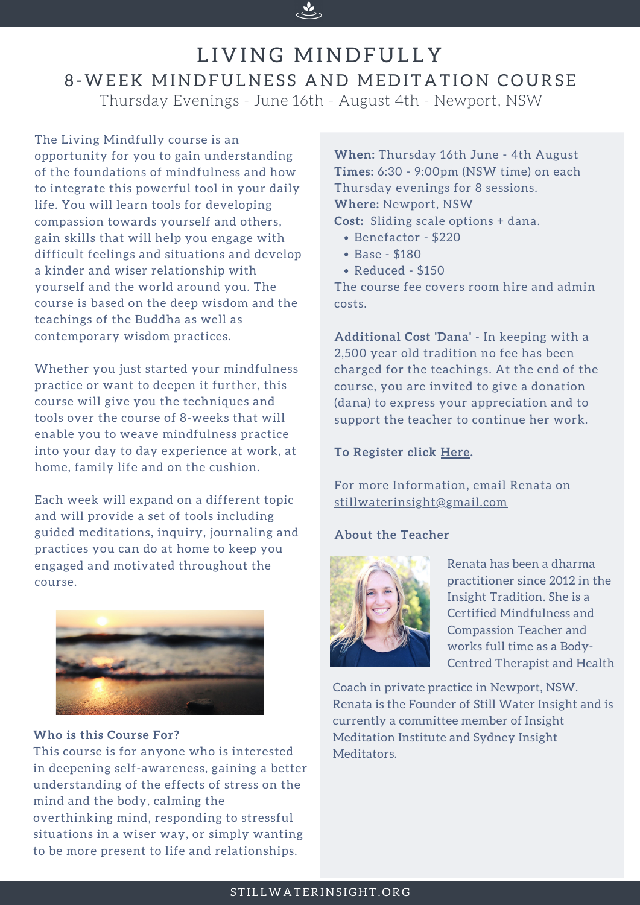# LIVING MINDFULLY

## 8-WEEK MINDFULNESS AND MEDITATION COURSE

Thursday Evenings - June 16th - August 4th - Newport, NSW

The Living Mindfully course is an opportunity for you to gain understanding of the foundations of mindfulness and how to integrate this powerful tool in your daily life. You will learn tools for developing compassion towards yourself and others, gain skills that will help you engage with difficult feelings and situations and develop a kinder and wiser relationship with yourself and the world around you. The course is based on the deep wisdom and the teachings of the Buddha as well as contemporary wisdom practices.

Whether you just started your mindfulness practice or want to deepen it further, this course will give you the techniques and tools over the course of 8-weeks that will enable you to weave mindfulness practice into your day to day experience at work, at home, family life and on the cushion.

Each week will expand on a different topic and will provide a set of tools including guided meditations, inquiry, journaling and practices you can do at home to keep you engaged and motivated throughout the course.

**Who is this Course For?**

This course is for anyone who is interested in deepening self-awareness, gaining a better understanding of the effects of stress on the mind and the body, calming the overthinking mind, responding to stressful situations in a wiser way, or simply wanting to be more present to life and relationships.

**When:** Thursday 16th June - 4th August

**Times:** 6:30 - 9:00pm (NSW time) on each Thursday evenings for 8 sessions.

**Where:** Newport, NSW

**Cost:** Sliding scale options + dana.

- Benefactor - $220
- Base - $180
- Reduced - $150

The course fee covers room hire and admin costs.

**Additional Cost 'Dana'** - In keeping with a 2,500 year old tradition no fee has been charged for the teachings. At the end of the course, you are invited to give a donation (dana) to express your appreciation and to support the teacher to continue her work.

**To Register click Here.**

For more Information, email Renata on stillwaterinsight@gmail.com

**About the Teacher**

Renata has been a dharma practitioner since 2012 in the Insight Tradition. She is a Certified Mindfulness and Compassion Teacher and works full time as a Body-Centred Therapist and Health Coach in private practice in Newport, NSW. Renata is the Founder of Still Water Insight and is currently a committee member of Insight Meditation Institute and Sydney Insight Meditators.

STILLWATERINSIGHT.ORG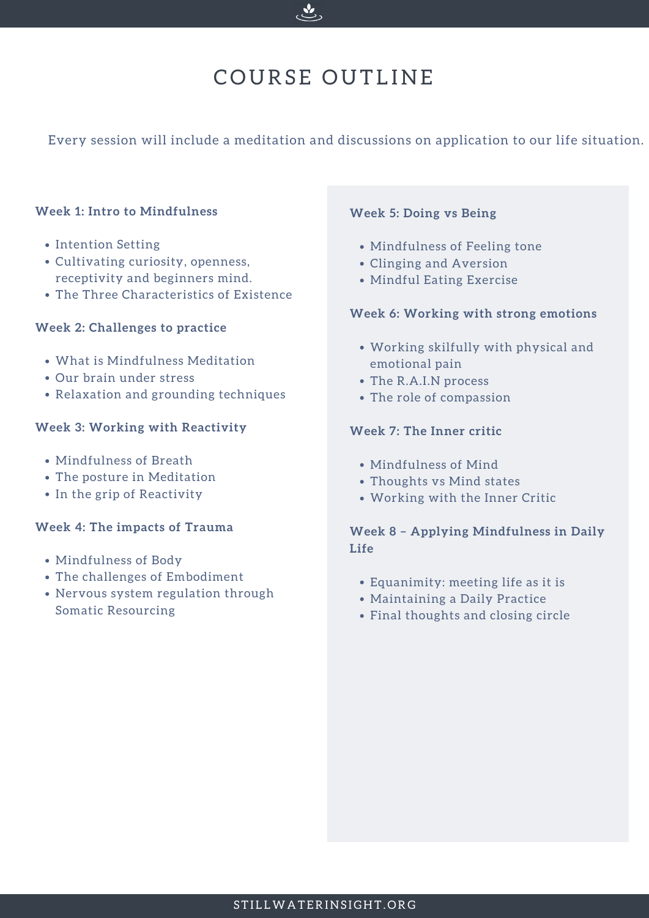# COURSE OUTLINE

Every session will include a meditation and discussions on application to our life situation.

**Week 1: Intro to Mindfulness**

- Intention Setting
- Cultivating curiosity, openness, receptivity and beginners mind.
- The Three Characteristics of Existence

**Week 2: Challenges to practice**

- What is Mindfulness Meditation
- Our brain under stress
- Relaxation and grounding techniques

**Week 3: Working with Reactivity**

- Mindfulness of Breath
- The posture in Meditation
- In the grip of Reactivity

**Week 4: The impacts of Trauma**

- Mindfulness of Body
- The challenges of Embodiment
- Nervous system regulation through Somatic Resourcing

**Week 5: Doing vs Being**

- Mindfulness of Feeling tone
- Clinging and Aversion
- Mindful Eating Exercise

**Week 6: Working with strong emotions**

- Working skilfully with physical and emotional pain
- The R.A.I.N process
- The role of compassion

**Week 7: The Inner critic**

- Mindfulness of Mind
- Thoughts vs Mind states
- Working with the Inner Critic

**Week 8 – Applying Mindfulness in Daily Life**

- Equanimity: meeting life as it is
- Maintaining a Daily Practice
- Final thoughts and closing circle

STILLWATERINSIGHT.ORG